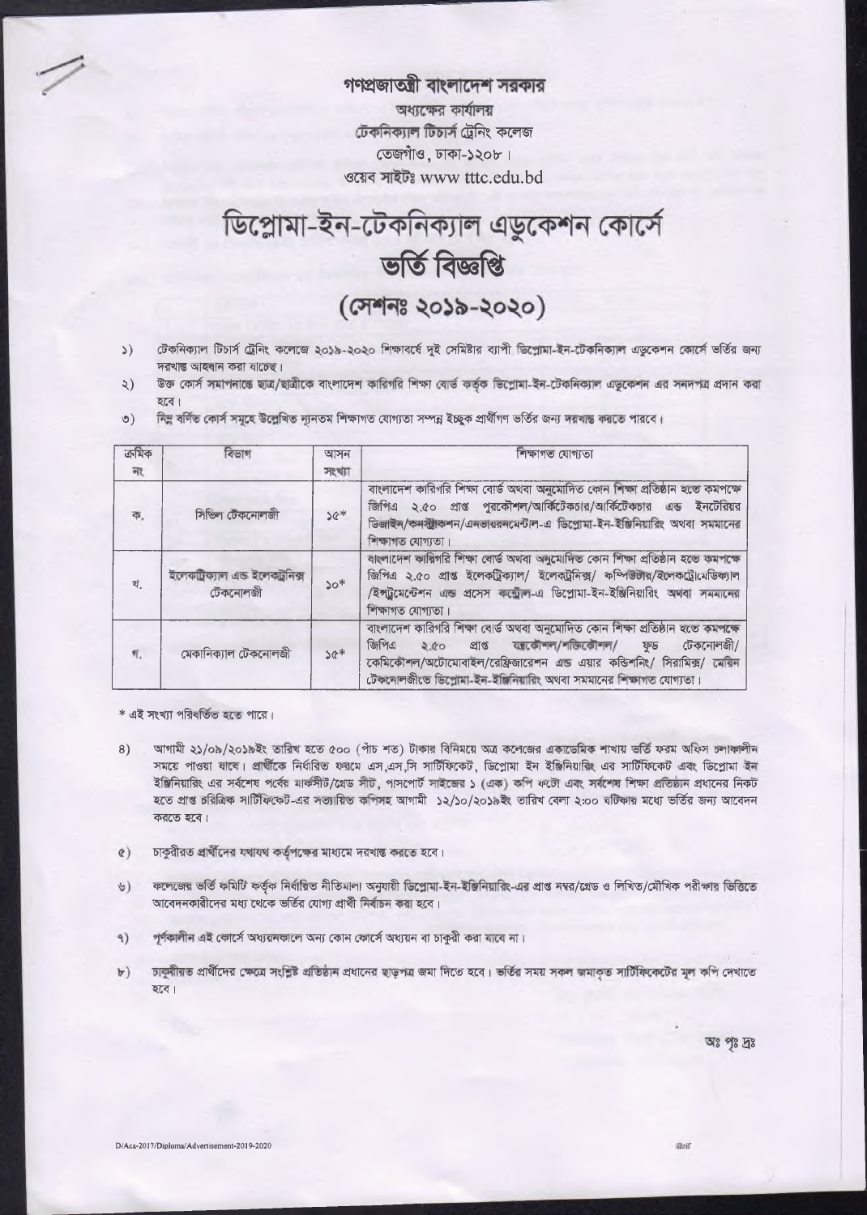গণপ্রজাতন্ত্রী বাংলাদেশ সরকার

অধ্যক্ষের কার্যালয়

টেকনিক্যাল টিচার্স ট্রেনিং কলেজ

তেজগাঁও, ঢাকা-১২০৮।

ওয়েব সাইটঃ www.tttc.edu.bd

# ডিপ্লোমা-ইন-টেকনিক্যাল এডুকেশন কোর্সে ভর্তি বিজ্ঞপ্তি

## (সেশনঃ ২০১৯-২০২০)

১) টেকনিক্যাল টিচার্স ট্রেনিং কলেজে ২০১৯-২০২০ শিক্ষাবর্ষে দুই সেমিষ্টার ব্যাপী ডিপ্লোমা-ইন-টেকনিক্যাল এডুকেশন কোর্সে ভর্তির জন্য দরখাস্ত আহবান করা যাচ্ছে।

২) উক্ত কোর্স সমাপনান্তে ছাত্র/ছাত্রীকে বাংলাদেশ কারিগরি শিক্ষা বোর্ড কর্তৃক ডিপ্লোমা-ইন-টেকনিক্যাল এডুকেশন এর সনদপত্র প্রদান করা হবে।

৩) নিম্ন বর্ণিত কোর্স সমূহে উল্লেখিত ন্যূনতম শিক্ষাগত যোগ্যতা সম্পন্ন ইচ্ছুক প্রার্থীগণ ভর্তির জন্য দরখাস্ত করতে পারবে।

| ক্রমিক নং | বিভাগ | আসন সংখ্যা | শিক্ষাগত যোগ্যতা |
|---|---|---|---|
| ক. | সিভিল টেকনোলজী | ১৫* | বাংলাদেশ কারিগরি শিক্ষা বোর্ড অথবা অনুমোদিত কোন শিক্ষা প্রতিষ্ঠান হতে কমপক্ষে জিপিএ ২.৫০ প্রাপ্ত পুরকৌশল/আর্কিটেকচার/আর্কিটেকচার এন্ড ইনটেরিয়র ডিজাইন/কনস্ট্রাকশন/এনভায়রনমেন্টাল-এ ডিপ্লোমা-ইন-ইঞ্জিনিয়ারিং অথবা সমমানের শিক্ষাগত যোগ্যতা। |
| খ. | ইলেকট্রিক্যাল এন্ড ইলেকট্রনিক্স টেকনোলজী | ১০* | বাংলাদেশ কারিগরি শিক্ষা বোর্ড অথবা অনুমোদিত কোন শিক্ষা প্রতিষ্ঠান হতে কমপক্ষে জিপিএ ২.৫০ প্রাপ্ত ইলেকট্রিক্যাল/ ইলেকট্রনিক্স/ কম্পিউটার/ইলেকট্রোমেডিক্যাল /ইন্সট্রুমেন্টেশন এন্ড প্রসেস কন্ট্রোল-এ ডিপ্লোমা-ইন-ইঞ্জিনিয়ারিং অথবা সমমানের শিক্ষাগত যোগ্যতা। |
| গ. | মেকানিক্যাল টেকনোলজী | ১৫* | বাংলাদেশ কারিগরি শিক্ষা বোর্ড অথবা অনুমোদিত কোন শিক্ষা প্রতিষ্ঠান হতে কমপক্ষে জিপিএ ২.৫০ প্রাপ্ত যন্ত্রকৌশল/শক্তিকৌশল/ ফুড টেকনোলজী/ কেমিকৌশল/অটোমোবাইল/রেফ্রিজারেশন এন্ড এয়ার কন্ডিশনিং/ সিরামিক্স/ মেরিন টেকনোলজীতে ডিপ্লোমা-ইন-ইঞ্জিনিয়ারিং অথবা সমমানের শিক্ষাগত যোগ্যতা। |

* এই সংখ্যা পরিবর্তিত হতে পারে।

৪) আগামী ২১/০৯/২০১৯ইং তারিখ হতে ৫০০ (পাঁচ শত) টাকার বিনিময়ে অত্র কলেজের একাডেমিক শাখায় ভর্তি ফরম অফিস চলাকালীন সময়ে পাওয়া যাবে। প্রার্থীকে নির্ধারিত ফরমে এস.এস.সি সার্টিফিকেট, ডিপ্লোমা ইন ইঞ্জিনিয়ারিং এর সার্টিফিকেট এবং ডিপ্লোমা ইন ইঞ্জিনিয়ারিং এর সর্বশেষ পর্বের মার্কসীট/গ্রেড সীট, পাসপোর্ট সাইজের ১ (এক) কপি ফটো এবং সর্বশেষ শিক্ষা প্রতিষ্ঠান প্রধানের নিকট হতে প্রাপ্ত চরিত্রিক সার্টিফিকেট-এর সত্যায়িত কপিসহ আগামী ১২/১০/২০১৯ইং তারিখ বেলা ২:০০ ঘটিকার মধ্যে ভর্তির জন্য আবেদন করতে হবে।

৫) চাকুরীরত প্রার্থীদের যথাযথ কর্তৃপক্ষের মাধ্যমে দরখাস্ত করতে হবে।

৬) কলেজের ভর্তি কমিটি কর্তৃক নির্ধারিত নীতিমালা অনুযায়ী ডিপ্লোমা-ইন-ইঞ্জিনিয়ারিং-এর প্রাপ্ত নম্বর/গ্রেড ও লিখিত/মৌখিক পরীক্ষার ভিত্তিতে আবেদনকারীদের মধ্য থেকে ভর্তির যোগ্য প্রার্থী নির্বাচন করা হবে।

৭) পূর্ণকালীন এই কোর্সে অধ্যয়নকালে অন্য কোন কোর্সে অধ্যয়ন বা চাকুরী করা যাবে না।

৮) চাকুরীরত প্রার্থীদের ক্ষেত্রে সংশ্লিষ্ট প্রতিষ্ঠান প্রধানের ছাড়পত্র জমা দিতে হবে। ভর্তির সময় সকল জমাকৃত সার্টিফিকেটের মূল কপি দেখাতে হবে।

অঃ পৃঃ দ্রঃ

D/Aca-2017/Diploma/Advertisement-2019-2020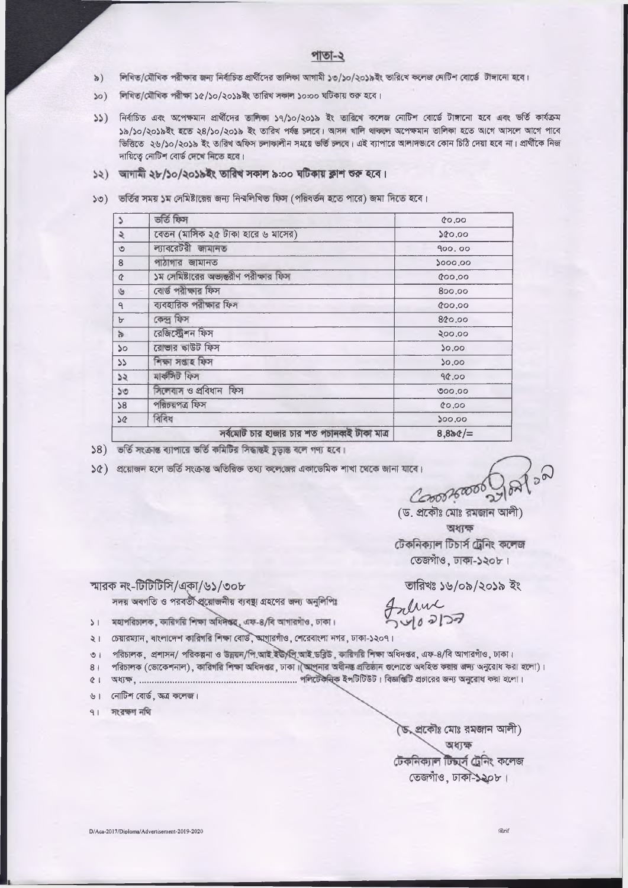## পাতা-২

৯) লিখিত/মৌখিক পরীক্ষার জন্য নির্বাচিত প্রার্থীদের তালিকা আগামী ১৩/১০/২০১৯ইং তারিখে কলেজ নোটিশ বোর্ডে টাঙ্গানো হবে।

১০) লিখিত/মৌখিক পরীক্ষা ১৫/১০/২০১৯ইং তারিখ সকাল ১০:০০ ঘটিকায় শুরু হবে।

১১) নির্বাচিত এবং অপেক্ষমান প্রার্থীদের তালিকা ১৭/১০/২০১৯ ইং তারিখে কলেজ নোটিশ বোর্ডে টাঙ্গানো হবে এবং ভর্তি কার্যক্রম ১৯/১০/২০১৯ইং হতে ২৪/১০/২০১৯ ইং তারিখ পর্যন্ত চলবে। আসন খালি থাকলে অপেক্ষমান তালিকা হতে আগে আসলে আগে পাবে ভিত্তিতে ২৬/১০/২০১৯ ইং তারিখ অফিস চলাকালীন সময়ে ভর্তি চলবে। এই ব্যাপারে আলাদাভাবে কোন চিঠি দেয়া হবে না। প্রার্থীকে নিজ দায়িত্বে নোটিশ বোর্ড দেখে নিতে হবে।

১২) **আগামী ২৮/১০/২০১৯ইং তারিখ সকাল ৯:০০ ঘটিকায় ক্লাশ শুরু হবে।**

১৩) ভর্তির সময় ১ম সেমিষ্টারের জন্য নিম্নলিখিত ফিস (পরিবর্তন হতে পারে) জমা দিতে হবে।

| | | |
|---|---|---|
| ১ | ভর্তি ফিস | ৫০.০০ |
| ২ | বেতন (মাসিক ২৫ টাকা হারে ৬ মাসের) | ১৫০.০০ |
| ৩ | ল্যাবরেটরী জামানত | ৭০০.০০ |
| ৪ | পাঠাগার জামানত | ১০০০.০০ |
| ৫ | ১ম সেমিষ্টারের অভ্যন্তরীণ পরীক্ষার ফিস | ৫০০.০০ |
| ৬ | বোর্ড পরীক্ষার ফিস | ৪০০.০০ |
| ৭ | ব্যবহারিক পরীক্ষার ফিস | ৫০০.০০ |
| ৮ | কেন্দ্র ফিস | ৪৫০.০০ |
| ৯ | রেজিস্ট্রেশন ফিস | ২০০.০০ |
| ১০ | রোভার স্কাউট ফিস | ১০.০০ |
| ১১ | শিক্ষা সপ্তাহ ফিস | ১০.০০ |
| ১২ | মার্কসিট ফিস | ৭৫.০০ |
| ১৩ | সিলেবাস ও প্রবিধান ফিস | ৩০০.০০ |
| ১৪ | পরিচয়পত্র ফিস | ৫০.০০ |
| ১৫ | বিবিধ | ১০০.০০ |
| | **সর্বমোট চার হাজার চার শত পচানব্বই টাকা মাত্র** | ৪,৪৯৫/= |

১৪) ভর্তি সংক্রান্ত ব্যাপারে ভর্তি কমিটির সিদ্ধান্তই চূড়ান্ত বলে গণ্য হবে।

১৫) প্রয়োজন হলে ভর্তি সংক্রান্ত অতিরিক্ত তথ্য কলেজের একাডেমিক শাখা থেকে জানা যাবে।

(ড. প্রকৌঃ মোঃ রমজান আলী)
অধ্যক্ষ
টেকনিক্যাল টিচার্স ট্রেনিং কলেজ
তেজগাঁও, ঢাকা-১২০৮।

স্মারক নং-টিটিটিসি/একা/৬১/৩০৮ তারিখঃ ১৬/০৯/২০১৯ ইং

সদয় অবগতি ও পরবর্তী প্রয়োজনীয় ব্যবস্থা গ্রহণের জন্য অনুলিপিঃ

১। মহাপরিচালক, কারিগরি শিক্ষা অধিদপ্তর, এফ-৪/বি আগারগাঁও, ঢাকা।
২। চেয়ারম্যান, বাংলাদেশ কারিগরি শিক্ষা বোর্ড, আগারগাঁও, শেরেবাংলা নগর, ঢাকা-১২০৭।
৩। পরিচালক, প্রশাসন/ পরিকল্পনা ও উন্নয়ন/পি.আই.ইউ/পি.আই.ডব্লিউ, কারিগরি শিক্ষা অধিদপ্তর, এফ-৪/বি আগারগাঁও, ঢাকা।
৪। পরিচালক (ভোকেশনাল), কারিগরি শিক্ষা অধিদপ্তর, ঢাকা। (আপনার অধীনস্ত প্রতিষ্ঠান গুলোতে অবহিত করার জন্য অনুরোধ করা হলো)।
৫। অধ্যক্ষ, ........................................................ পলিটেকনিক ইন্সটিটিউট। বিজ্ঞপ্তিটি প্রচারের জন্য অনুরোধ করা হলো।
৬। নোটিশ বোর্ড, অত্র কলেজ।
৭। সংরক্ষণ নথি

(ড. প্রকৌঃ মোঃ রমজান আলী)
অধ্যক্ষ
টেকনিক্যাল টিচার্স ট্রেনিং কলেজ
তেজগাঁও, ঢাকা-১২০৮।

D/Aca-2017/Diploma/Advertisement-2019-2020